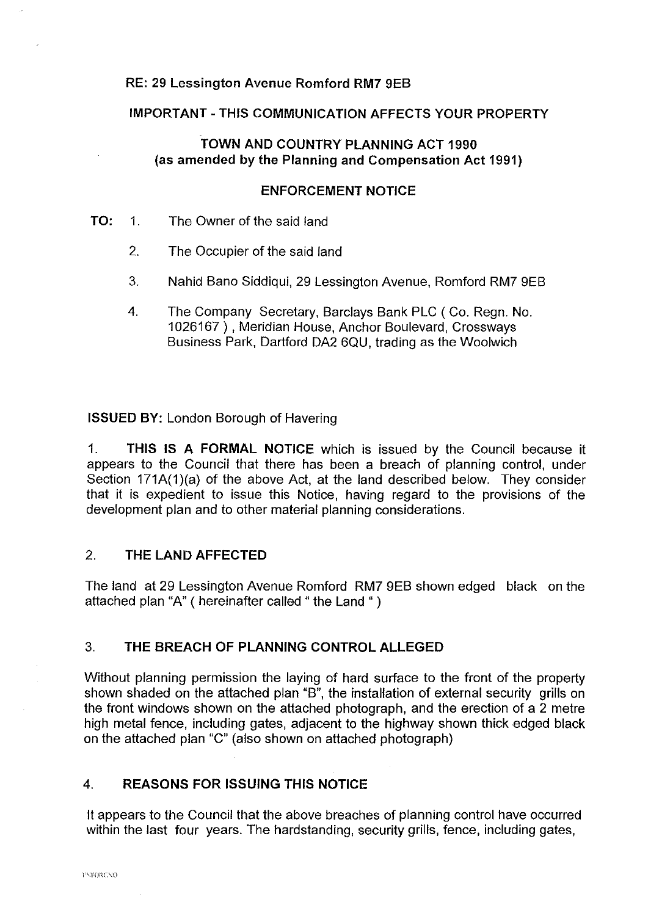**RE: 29 Lessington Avenue Romford RM7 9EB**

**IMPORTANT - THIS COMMUNICATION AFFECTS YOUR PROPERTY**

**TOWN AND COUNTRY PLANNING ACT 1990**
**(as amended by the Planning and Compensation Act 1991)**

**ENFORCEMENT NOTICE**

**TO:**

1. The Owner of the said land
2. The Occupier of the said land
3. Nahid Bano Siddiqui, 29 Lessington Avenue, Romford RM7 9EB
4. The Company Secretary, Barclays Bank PLC ( Co. Regn. No. 1026167 ) , Meridian House, Anchor Boulevard, Crossways Business Park, Dartford DA2 6QU, trading as the Woolwich

**ISSUED BY:** London Borough of Havering

1. **THIS IS A FORMAL NOTICE** which is issued by the Council because it appears to the Council that there has been a breach of planning control, under Section 171A(1)(a) of the above Act, at the land described below. They consider that it is expedient to issue this Notice, having regard to the provisions of the development plan and to other material planning considerations.

## 2. THE LAND AFFECTED

The land at 29 Lessington Avenue Romford RM7 9EB shown edged black on the attached plan "A" ( hereinafter called " the Land " )

## 3. THE BREACH OF PLANNING CONTROL ALLEGED

Without planning permission the laying of hard surface to the front of the property shown shaded on the attached plan "B", the installation of external security grills on the front windows shown on the attached photograph, and the erection of a 2 metre high metal fence, including gates, adjacent to the highway shown thick edged black on the attached plan "C" (also shown on attached photograph)

## 4. REASONS FOR ISSUING THIS NOTICE

It appears to the Council that the above breaches of planning control have occurred within the last four years. The hardstanding, security grills, fence, including gates,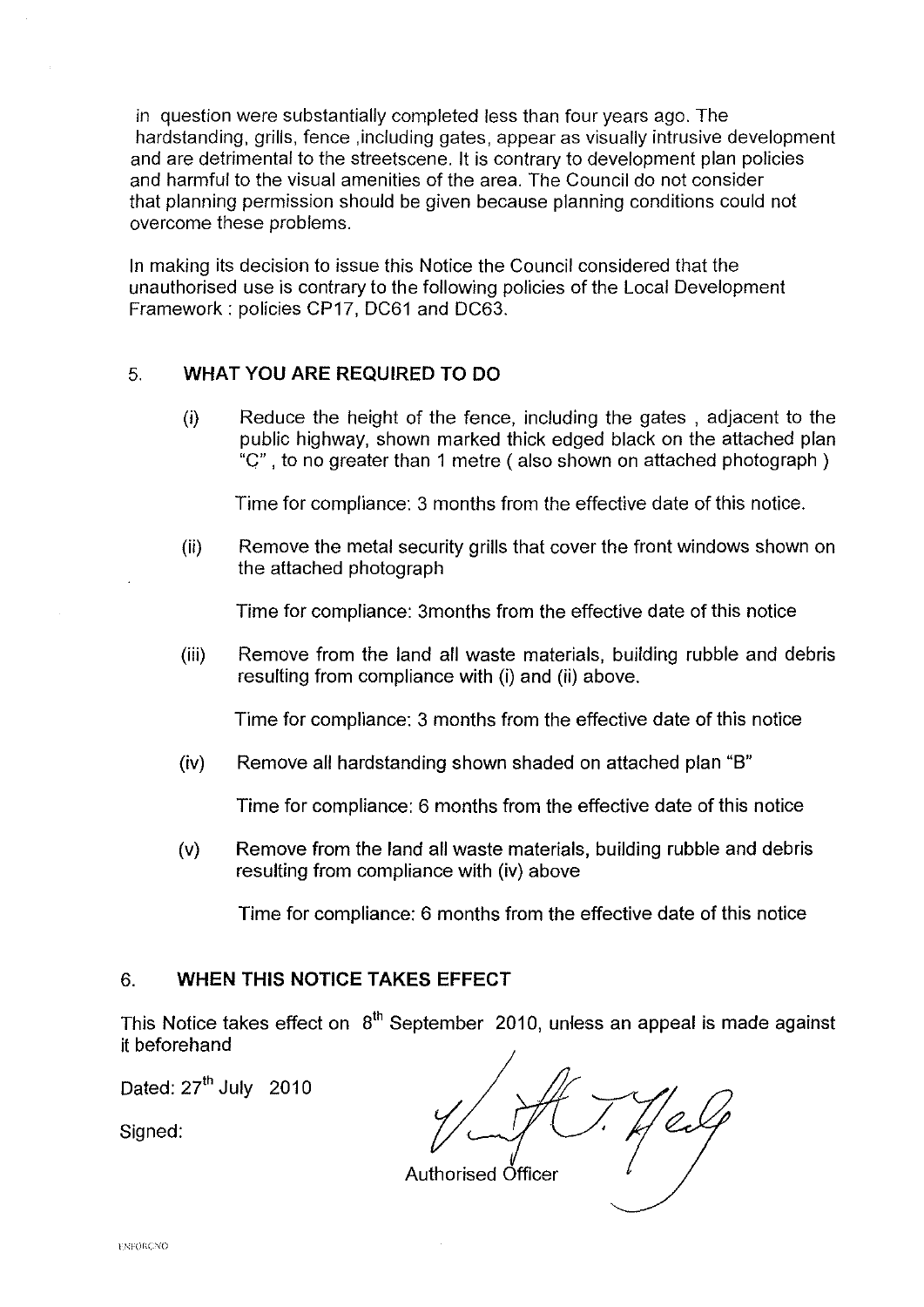in question were substantially completed less than four years ago. The hardstanding, grills, fence ,including gates, appear as visually intrusive development and are detrimental to the streetscene. It is contrary to development plan policies and harmful to the visual amenities of the area. The Council do not consider that planning permission should be given because planning conditions could not overcome these problems.

In making its decision to issue this Notice the Council considered that the unauthorised use is contrary to the following policies of the Local Development Framework : policies CP17, DC61 and DC63.

## 5. WHAT YOU ARE REQUIRED TO DO

(i) Reduce the height of the fence, including the gates , adjacent to the public highway, shown marked thick edged black on the attached plan "C" , to no greater than 1 metre ( also shown on attached photograph )

Time for compliance: 3 months from the effective date of this notice.

(ii) Remove the metal security grills that cover the front windows shown on the attached photograph

Time for compliance: 3months from the effective date of this notice

(iii) Remove from the land all waste materials, building rubble and debris resulting from compliance with (i) and (ii) above.

Time for compliance: 3 months from the effective date of this notice

(iv) Remove all hardstanding shown shaded on attached plan "B"

Time for compliance: 6 months from the effective date of this notice

(v) Remove from the land all waste materials, building rubble and debris resulting from compliance with (iv) above

Time for compliance: 6 months from the effective date of this notice

## 6. WHEN THIS NOTICE TAKES EFFECT

This Notice takes effect on 8th September 2010, unless an appeal is made against it beforehand

Dated: 27th July 2010

Signed:

Authorised Officer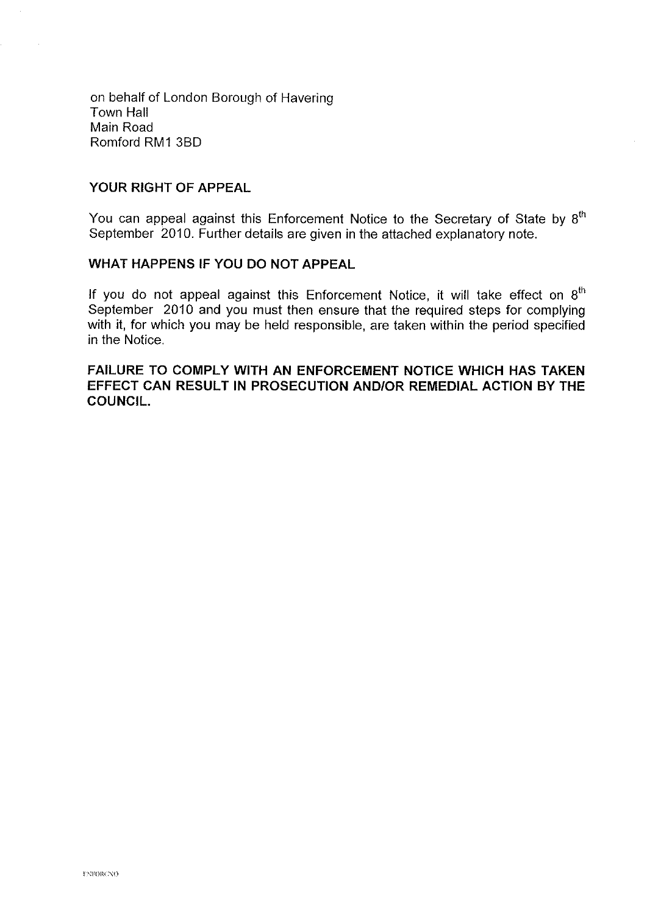on behalf of London Borough of Havering
Town Hall
Main Road
Romford RM1 3BD

**YOUR RIGHT OF APPEAL**

You can appeal against this Enforcement Notice to the Secretary of State by 8th September 2010. Further details are given in the attached explanatory note.

**WHAT HAPPENS IF YOU DO NOT APPEAL**

If you do not appeal against this Enforcement Notice, it will take effect on 8th September 2010 and you must then ensure that the required steps for complying with it, for which you may be held responsible, are taken within the period specified in the Notice.

**FAILURE TO COMPLY WITH AN ENFORCEMENT NOTICE WHICH HAS TAKEN EFFECT CAN RESULT IN PROSECUTION AND/OR REMEDIAL ACTION BY THE COUNCIL.**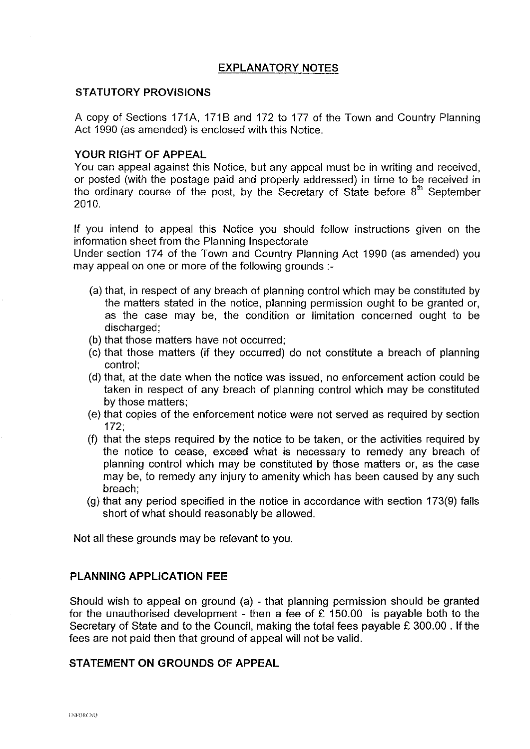## EXPLANATORY NOTES

### STATUTORY PROVISIONS

A copy of Sections 171A, 171B and 172 to 177 of the Town and Country Planning Act 1990 (as amended) is enclosed with this Notice.

### YOUR RIGHT OF APPEAL

You can appeal against this Notice, but any appeal must be in writing and received, or posted (with the postage paid and properly addressed) in time to be received in the ordinary course of the post, by the Secretary of State before 8th September 2010.

If you intend to appeal this Notice you should follow instructions given on the information sheet from the Planning Inspectorate

Under section 174 of the Town and Country Planning Act 1990 (as amended) you may appeal on one or more of the following grounds :-

(a) that, in respect of any breach of planning control which may be constituted by the matters stated in the notice, planning permission ought to be granted or, as the case may be, the condition or limitation concerned ought to be discharged;

(b) that those matters have not occurred;

(c) that those matters (if they occurred) do not constitute a breach of planning control;

(d) that, at the date when the notice was issued, no enforcement action could be taken in respect of any breach of planning control which may be constituted by those matters;

(e) that copies of the enforcement notice were not served as required by section 172;

(f) that the steps required by the notice to be taken, or the activities required by the notice to cease, exceed what is necessary to remedy any breach of planning control which may be constituted by those matters or, as the case may be, to remedy any injury to amenity which has been caused by any such breach;

(g) that any period specified in the notice in accordance with section 173(9) falls short of what should reasonably be allowed.

Not all these grounds may be relevant to you.

### PLANNING APPLICATION FEE

Should wish to appeal on ground (a) - that planning permission should be granted for the unauthorised development - then a fee of £ 150.00 is payable both to the Secretary of State and to the Council, making the total fees payable £ 300.00 . If the fees are not paid then that ground of appeal will not be valid.

### STATEMENT ON GROUNDS OF APPEAL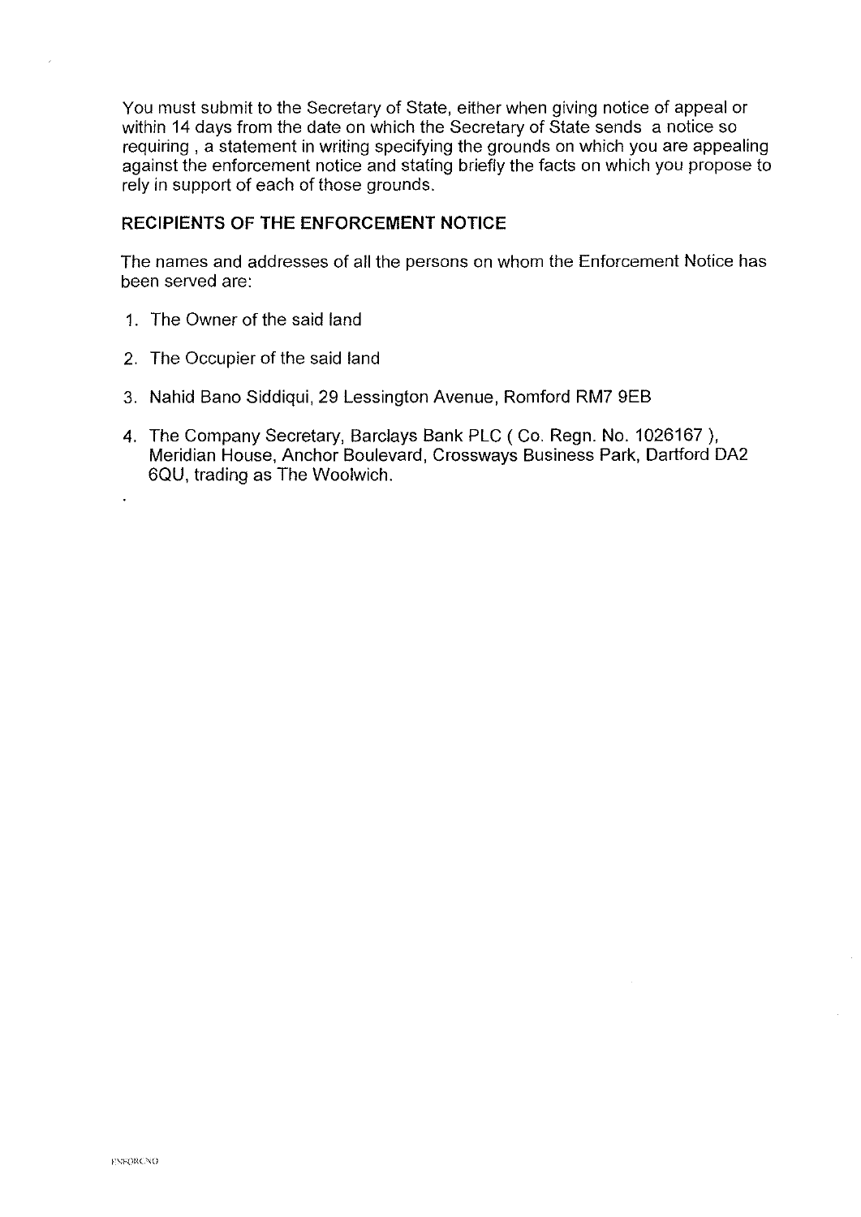You must submit to the Secretary of State, either when giving notice of appeal or within 14 days from the date on which the Secretary of State sends a notice so requiring , a statement in writing specifying the grounds on which you are appealing against the enforcement notice and stating briefly the facts on which you propose to rely in support of each of those grounds.

## RECIPIENTS OF THE ENFORCEMENT NOTICE

The names and addresses of all the persons on whom the Enforcement Notice has been served are:

1. The Owner of the said land
2. The Occupier of the said land
3. Nahid Bano Siddiqui, 29 Lessington Avenue, Romford RM7 9EB
4. The Company Secretary, Barclays Bank PLC ( Co. Regn. No. 1026167 ), Meridian House, Anchor Boulevard, Crossways Business Park, Dartford DA2 6QU, trading as The Woolwich.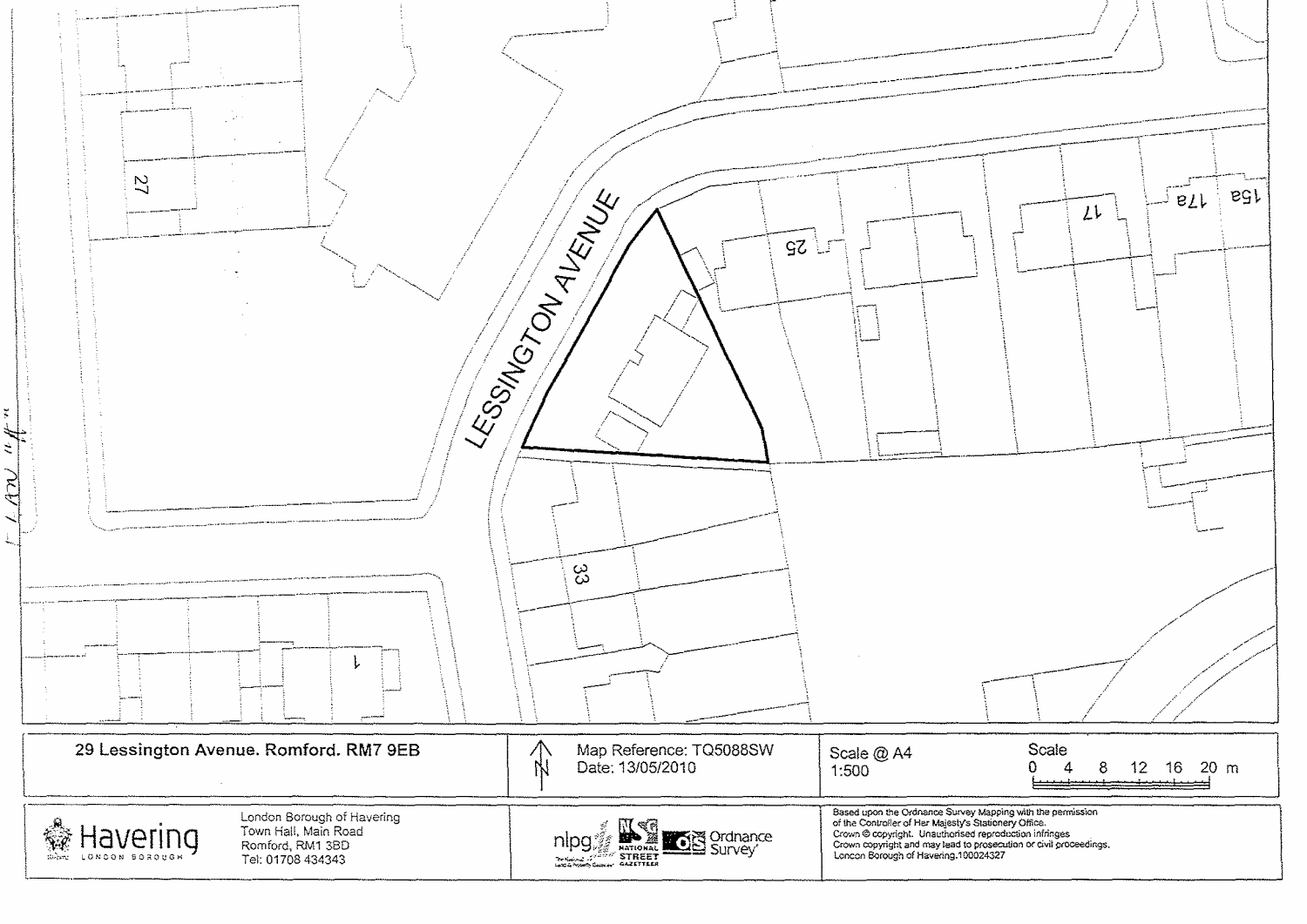LESSINGTON AVENUE

27

25

17

17a

15a

33

1

| 29 Lessington Avenue. Romford. RM7 9EB | N | Map Reference: TQ5088SW<br>Date: 13/05/2010 | Scale @ A4<br>1:500 | Scale<br>0 4 8 12 16 20 m |
|---|---|---|---|---|

Havering LONDON BOROUGH

London Borough of Havering
Town Hall, Main Road
Romford, RM1 3BD
Tel: 01708 434343

nlpg NATIONAL STREET GAZETTEER Ordnance Survey

Based upon the Ordnance Survey Mapping with the permission of the Controller of Her Majesty's Stationery Office.
Crown © copyright. Unauthorised reproduction infringes Crown copyright and may lead to prosecution or civil proceedings.
London Borough of Havering.100024327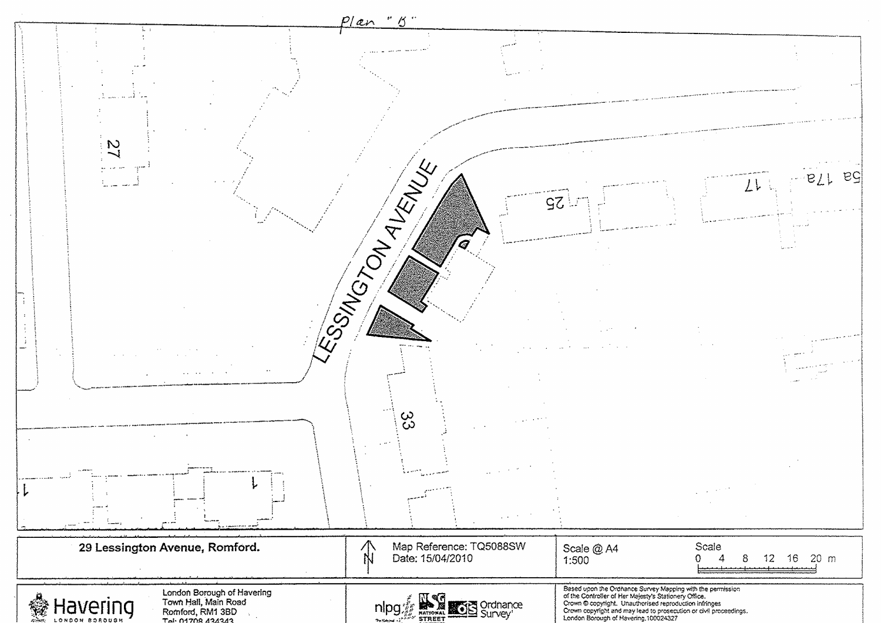Plan "B"

LESSINGTON AVENUE

27

25

17

17a

5a

33

1

1

| 29 Lessington Avenue, Romford. | Map Reference: TQ5088SW<br>Date: 15/04/2010 | Scale @ A4<br>1:500 | Scale<br>0 4 8 12 16 20 m |
| --- | --- | --- | --- |

Havering LONDON BOROUGH

London Borough of Havering
Town Hall, Main Road
Romford, RM1 3BD
Tel: 01708 434343

nlpg NATIONAL STREET Ordnance Survey

Based upon the Ordnance Survey Mapping with the permission of the Controller of Her Majesty's Stationery Office.
Crown © copyright. Unauthorised reproduction infringes Crown copyright and may lead to prosecution or civil proceedings.
London Borough of Havering.100024327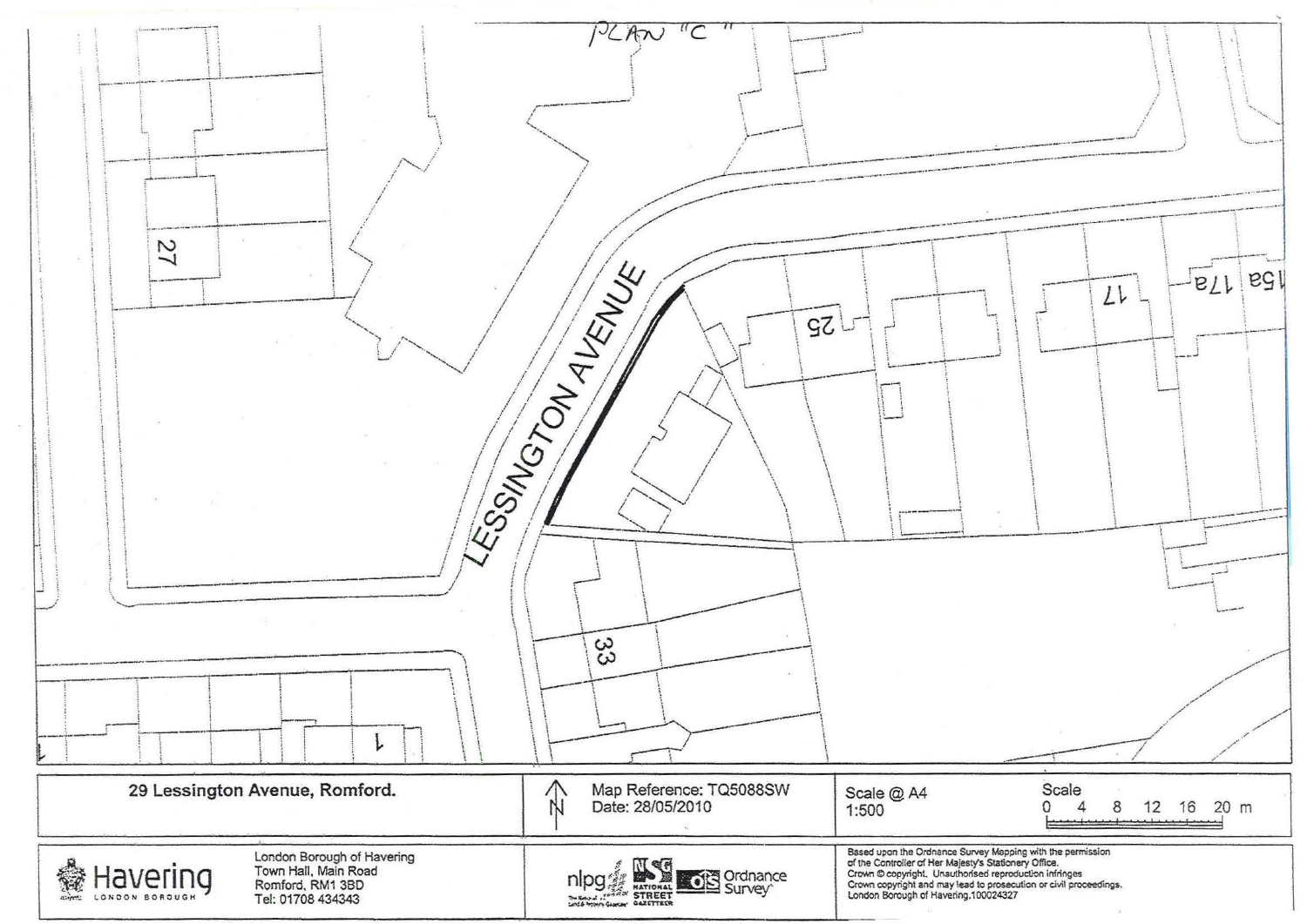PLAN "C"

LESSINGTON AVENUE

27

25

17

17a

15a

33

1

| 29 Lessington Avenue, Romford. | Map Reference: TQ5088SW<br>Date: 28/05/2010 | Scale @ A4<br>1:500 | Scale<br>0 4 8 12 16 20 m |
|---|---|---|---|

| Havering LONDON BOROUGH | London Borough of Havering<br>Town Hall, Main Road<br>Romford, RM1 3BD<br>Tel: 01708 434343 | nlpg NATIONAL STREET GAZETTEER Ordnance Survey | Based upon the Ordnance Survey Mapping with the permission of the Controller of Her Majesty's Stationery Office.<br>Crown © copyright. Unauthorised reproduction infringes Crown copyright and may lead to prosecution or civil proceedings.<br>London Borough of Havering.100024327 |
|---|---|---|---|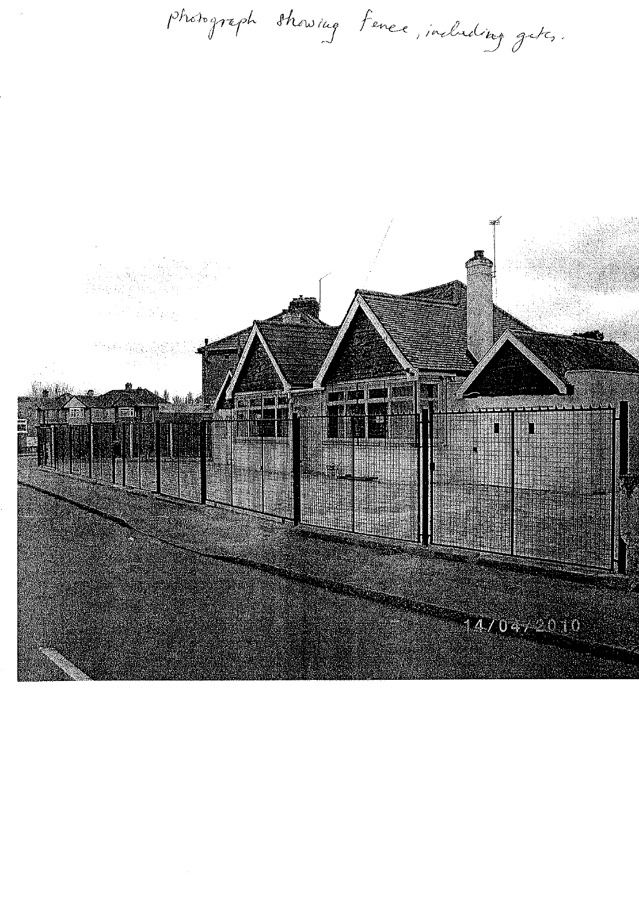Photograph showing fence, including gates.

14/04/2010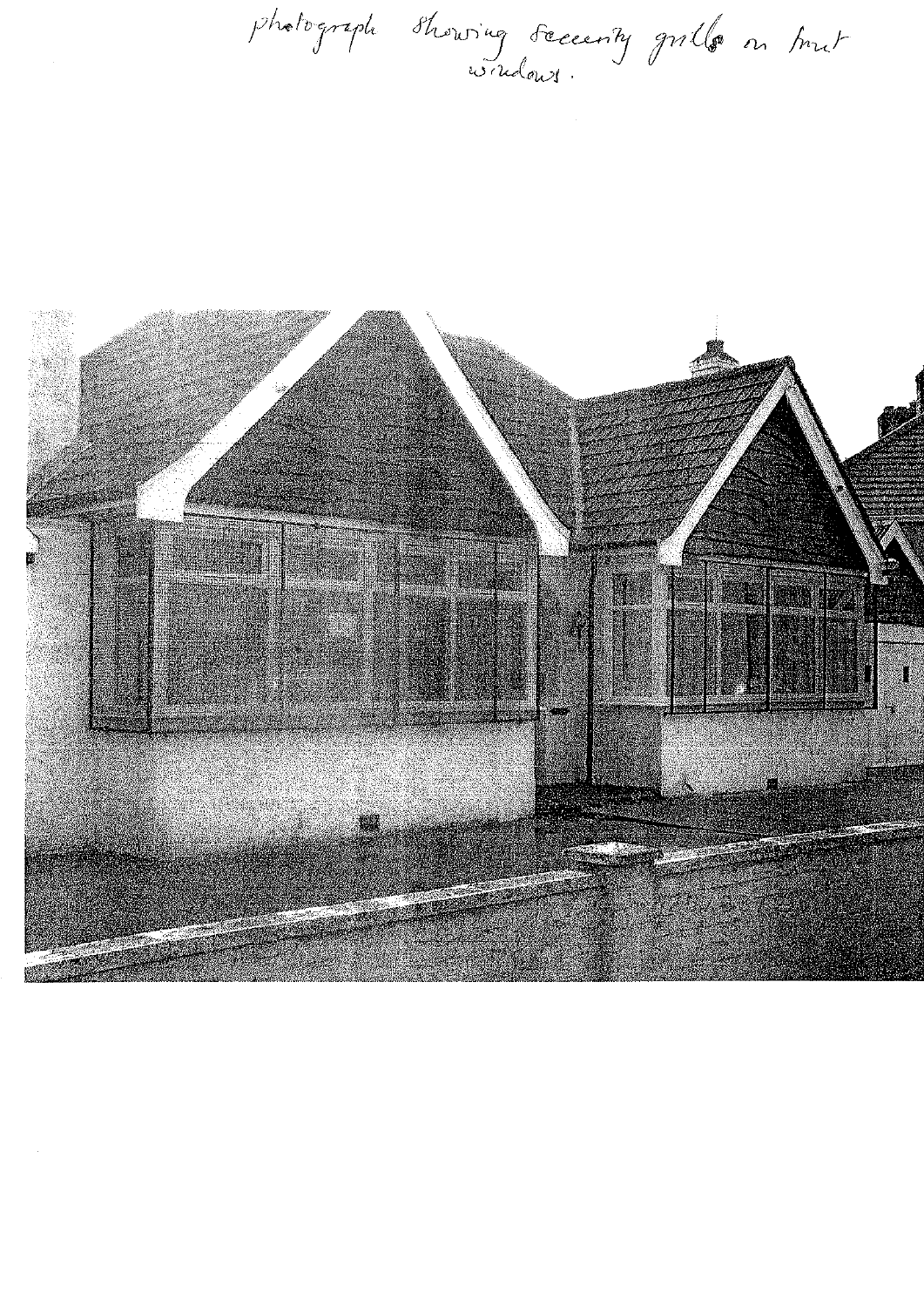photograph showing security grills on front windows.